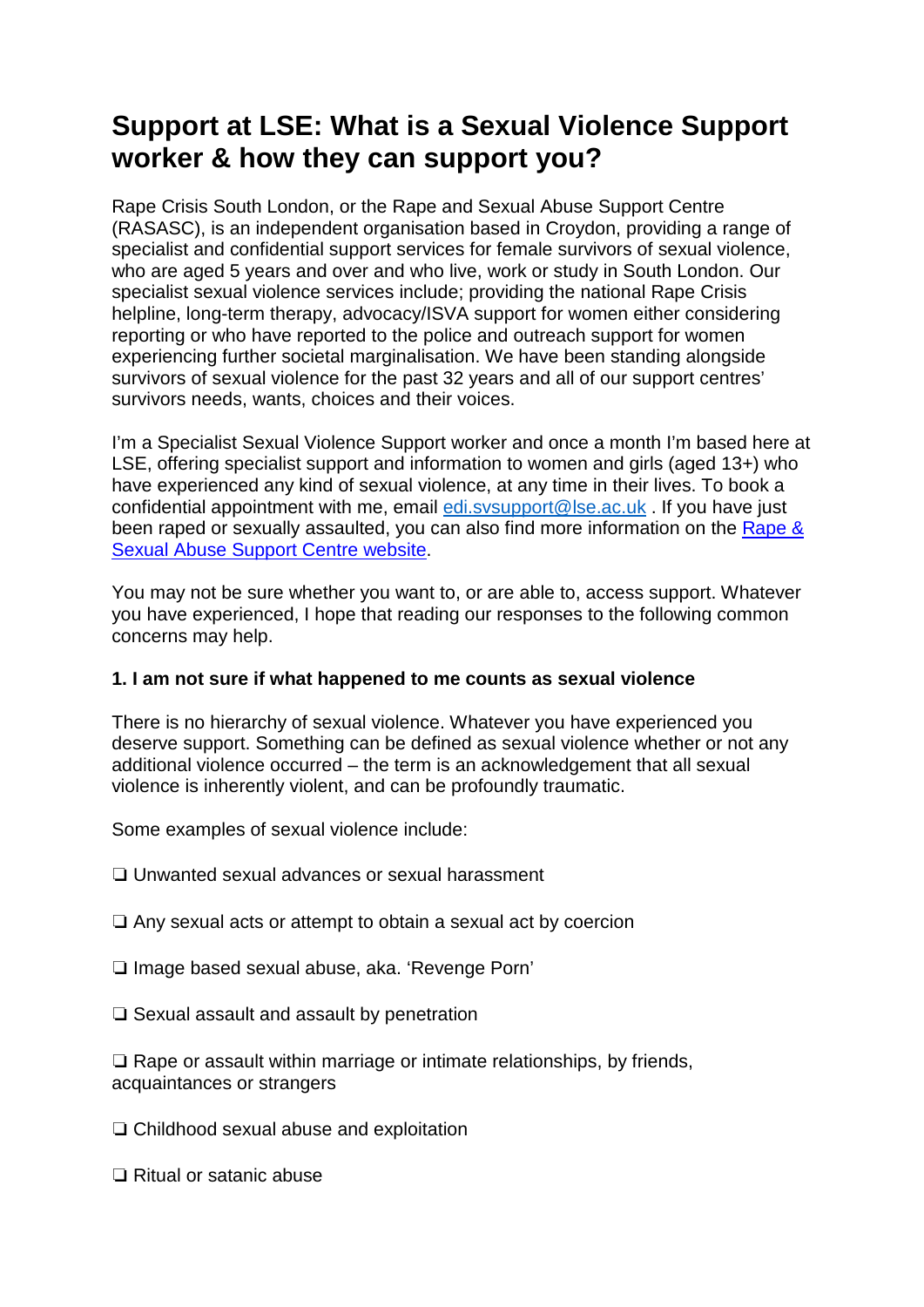# Support at LSE: What is a Sexual Violence Support worker & how they can support you?

Rape Crisis South London, or the Rape and Sexual Abuse Support Centre (RASASC), is an independent organisation based in Croydon, providing a range of specialist and confidential support services for female survivors of sexual violence, who are aged 5 years and over and who live, work or study in South London. Our specialist sexual violence services include; providing the national Rape Crisis helpline, long-term therapy, advocacy/ISVA support for women either considering reporting or who have reported to the police and outreach support for women experiencing further societal marginalisation. We have been standing alongside survivors of sexual violence for the past 32 years and all of our support centres' survivors needs, wants, choices and their voices.

I'm a Specialist Sexual Violence Support worker and once a month I'm based here at LSE, offering specialist support and information to women and girls (aged 13+) who have experienced any kind of sexual violence, at any time in their lives. To book a confidential appointment with me, email [edi.svsupport@lse.ac.uk](mailto:edi.svsupport@lse.ac.uk) . If you have just been raped or sexually assaulted, you can also find more information on the [Rape & Sexual Abuse Support Centre website](#).

You may not be sure whether you want to, or are able to, access support. Whatever you have experienced, I hope that reading our responses to the following common concerns may help.

**1. I am not sure if what happened to me counts as sexual violence**

There is no hierarchy of sexual violence. Whatever you have experienced you deserve support. Something can be defined as sexual violence whether or not any additional violence occurred – the term is an acknowledgement that all sexual violence is inherently violent, and can be profoundly traumatic.

Some examples of sexual violence include:

❏ Unwanted sexual advances or sexual harassment

❏ Any sexual acts or attempt to obtain a sexual act by coercion

❏ Image based sexual abuse, aka. 'Revenge Porn'

❏ Sexual assault and assault by penetration

❏ Rape or assault within marriage or intimate relationships, by friends, acquaintances or strangers

❏ Childhood sexual abuse and exploitation

❏ Ritual or satanic abuse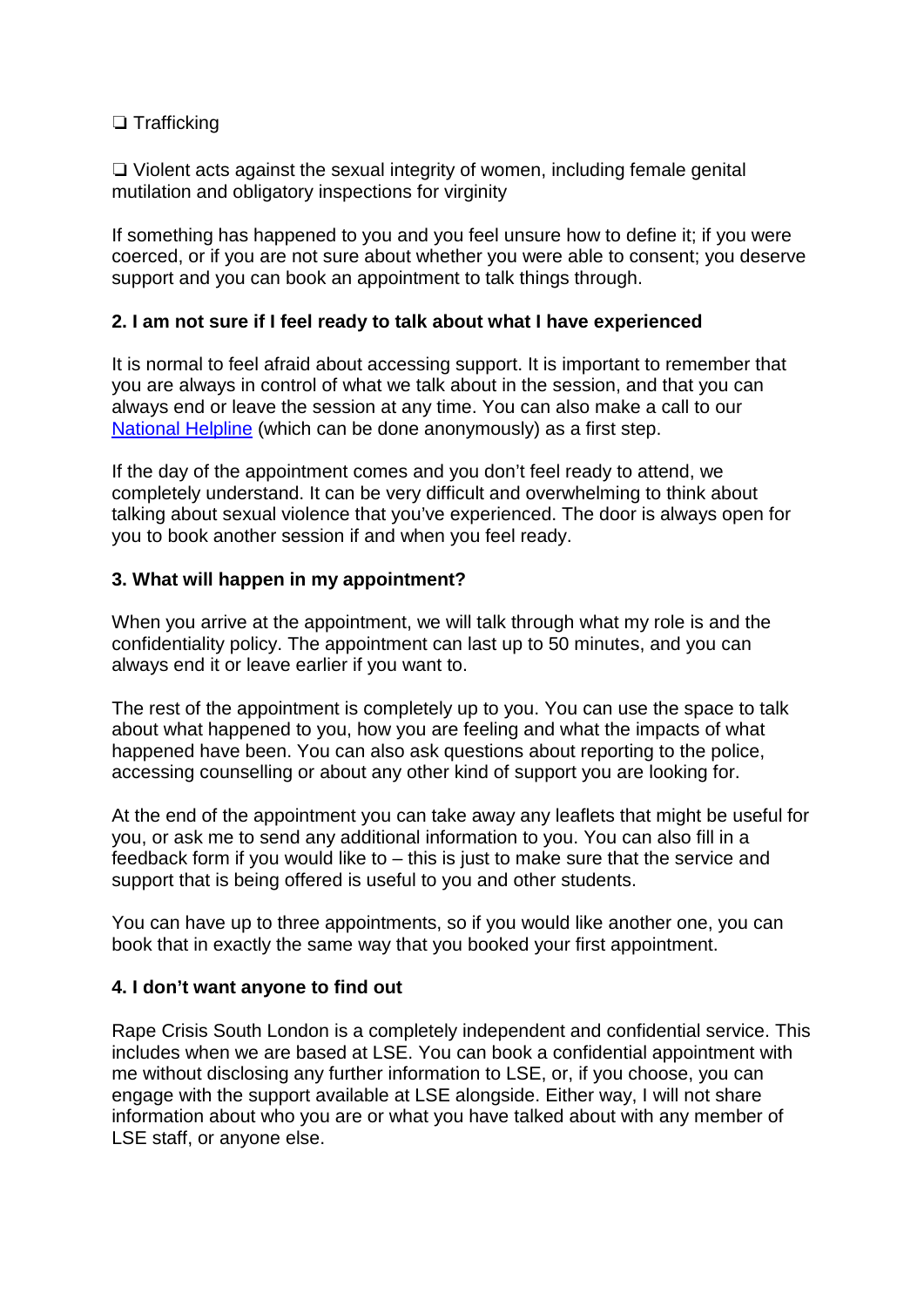❏ Trafficking

❏ Violent acts against the sexual integrity of women, including female genital mutilation and obligatory inspections for virginity

If something has happened to you and you feel unsure how to define it; if you were coerced, or if you are not sure about whether you were able to consent; you deserve support and you can book an appointment to talk things through.

**2. I am not sure if I feel ready to talk about what I have experienced**

It is normal to feel afraid about accessing support. It is important to remember that you are always in control of what we talk about in the session, and that you can always end or leave the session at any time. You can also make a call to our National Helpline (which can be done anonymously) as a first step.

If the day of the appointment comes and you don't feel ready to attend, we completely understand. It can be very difficult and overwhelming to think about talking about sexual violence that you've experienced. The door is always open for you to book another session if and when you feel ready.

**3. What will happen in my appointment?**

When you arrive at the appointment, we will talk through what my role is and the confidentiality policy. The appointment can last up to 50 minutes, and you can always end it or leave earlier if you want to.

The rest of the appointment is completely up to you. You can use the space to talk about what happened to you, how you are feeling and what the impacts of what happened have been. You can also ask questions about reporting to the police, accessing counselling or about any other kind of support you are looking for.

At the end of the appointment you can take away any leaflets that might be useful for you, or ask me to send any additional information to you. You can also fill in a feedback form if you would like to – this is just to make sure that the service and support that is being offered is useful to you and other students.

You can have up to three appointments, so if you would like another one, you can book that in exactly the same way that you booked your first appointment.

**4. I don't want anyone to find out**

Rape Crisis South London is a completely independent and confidential service. This includes when we are based at LSE. You can book a confidential appointment with me without disclosing any further information to LSE, or, if you choose, you can engage with the support available at LSE alongside. Either way, I will not share information about who you are or what you have talked about with any member of LSE staff, or anyone else.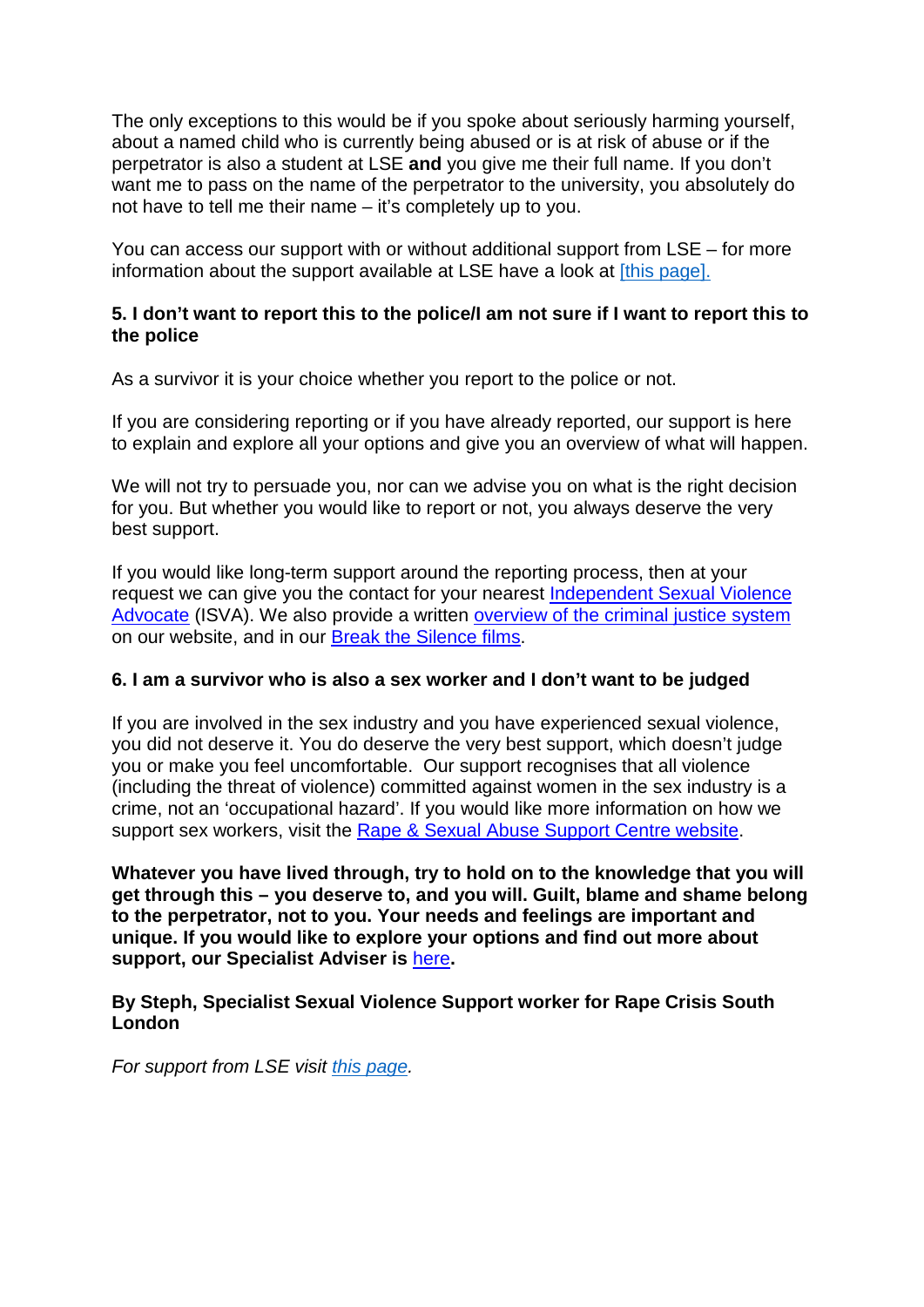The only exceptions to this would be if you spoke about seriously harming yourself, about a named child who is currently being abused or is at risk of abuse or if the perpetrator is also a student at LSE **and** you give me their full name. If you don't want me to pass on the name of the perpetrator to the university, you absolutely do not have to tell me their name – it's completely up to you.

You can access our support with or without additional support from LSE – for more information about the support available at LSE have a look at [this page].

**5. I don't want to report this to the police/I am not sure if I want to report this to the police**

As a survivor it is your choice whether you report to the police or not.

If you are considering reporting or if you have already reported, our support is here to explain and explore all your options and give you an overview of what will happen.

We will not try to persuade you, nor can we advise you on what is the right decision for you. But whether you would like to report or not, you always deserve the very best support.

If you would like long-term support around the reporting process, then at your request we can give you the contact for your nearest Independent Sexual Violence Advocate (ISVA). We also provide a written overview of the criminal justice system on our website, and in our Break the Silence films.

**6. I am a survivor who is also a sex worker and I don't want to be judged**

If you are involved in the sex industry and you have experienced sexual violence, you did not deserve it. You do deserve the very best support, which doesn't judge you or make you feel uncomfortable. Our support recognises that all violence (including the threat of violence) committed against women in the sex industry is a crime, not an 'occupational hazard'. If you would like more information on how we support sex workers, visit the Rape & Sexual Abuse Support Centre website.

**Whatever you have lived through, try to hold on to the knowledge that you will get through this – you deserve to, and you will. Guilt, blame and shame belong to the perpetrator, not to you. Your needs and feelings are important and unique. If you would like to explore your options and find out more about support, our Specialist Adviser is here.**

**By Steph, Specialist Sexual Violence Support worker for Rape Crisis South London**

*For support from LSE visit this page.*